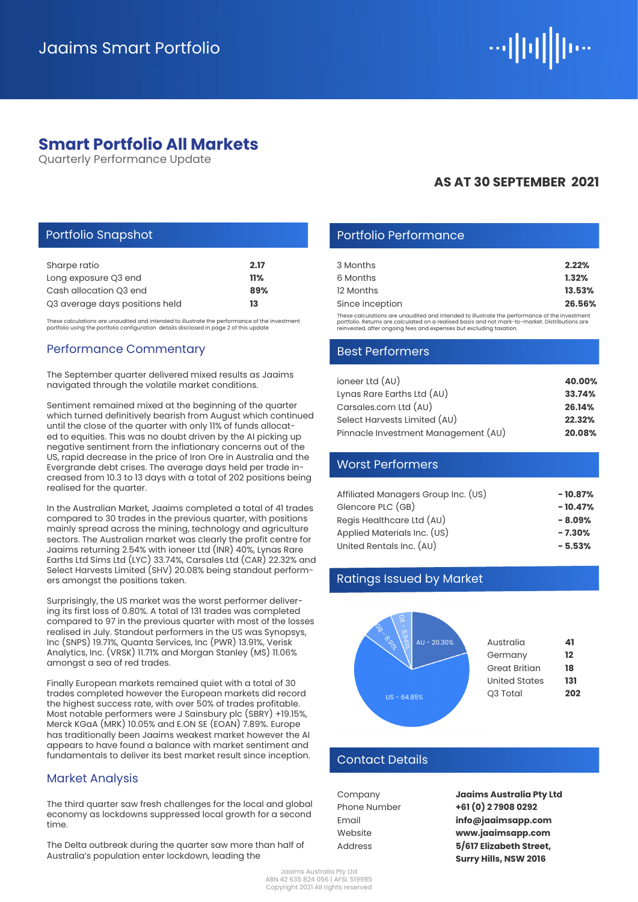# Jaaims Smart Portfolio

## Smart Portfolio All Markets

Quarterly Performance Update

**AS AT 30 SEPTEMBER 2021**

## Portfolio Snapshot

| | |
|---|---|
| Sharpe ratio | **2.17** |
| Long exposure Q3 end | **11%** |
| Cash allocation Q3 end | **89%** |
| Q3 average days positions held | **13** |

These calculations are unaudited and intended to illustrate the performance of the investment portfolio using the portfolio configuration details disclosed in page 2 of this update

## Performance Commentary

The September quarter delivered mixed results as Jaaims navigated through the volatile market conditions.

Sentiment remained mixed at the beginning of the quarter which turned definitively bearish from August which continued until the close of the quarter with only 11% of funds allocated to equities. This was no doubt driven by the AI picking up negative sentiment from the inflationary concerns out of the US, rapid decrease in the price of Iron Ore in Australia and the Evergrande debt crises. The average days held per trade increased from 10.3 to 13 days with a total of 202 positions being realised for the quarter.

In the Australian Market, Jaaims completed a total of 41 trades compared to 30 trades in the previous quarter, with positions mainly spread across the mining, technology and agriculture sectors. The Australian market was clearly the profit centre for Jaaims returning 2.54% with ioneer Ltd (INR) 40%, Lynas Rare Earths Ltd Sims Ltd (LYC) 33.74%, Carsales Ltd (CAR) 22.32% and Select Harvests Limited (SHV) 20.08% being standout performers amongst the positions taken.

Surprisingly, the US market was the worst performer delivering its first loss of 0.80%. A total of 131 trades was completed compared to 97 in the previous quarter with most of the losses realised in July. Standout performers in the US was Synopsys, Inc (SNPS) 19.71%, Quanta Services, Inc (PWR) 13.91%, Verisk Analytics, Inc. (VRSK) 11.71% and Morgan Stanley (MS) 11.06% amongst a sea of red trades.

Finally European markets remained quiet with a total of 30 trades completed however the European markets did record the highest success rate, with over 50% of trades profitable. Most notable performers were J Sainsbury plc (SBRY) +19.15%, Merck KGaA (MRK) 10.05% and E.ON SE (EOAN) 7.89%. Europe has traditionally been Jaaims weakest market however the AI appears to have found a balance with market sentiment and fundamentals to deliver its best market result since inception.

## Market Analysis

The third quarter saw fresh challenges for the local and global economy as lockdowns suppressed local growth for a second time.

The Delta outbreak during the quarter saw more than half of Australia's population enter lockdown, leading the

## Portfolio Performance

| | |
|---|---|
| 3 Months | **2.22%** |
| 6 Months | **1.32%** |
| 12 Months | **13.53%** |
| Since inception | **26.56%** |

These calculations are unaudited and intended to illustrate the performance of the investment portfolio. Returns are calculated on a realised basis and not mark-to-market. Distributions are reinvested, after ongoing fees and expenses but excluding taxation.

## Best Performers

| | |
|---|---|
| ioneer Ltd (AU) | **40.00%** |
| Lynas Rare Earths Ltd (AU) | **33.74%** |
| Carsales.com Ltd (AU) | **26.14%** |
| Select Harvests Limited (AU) | **22.32%** |
| Pinnacle Investment Management (AU) | **20.08%** |

## Worst Performers

| | |
|---|---|
| Affiliated Managers Group Inc. (US) | **- 10.87%** |
| Glencore PLC (GB) | **- 10.47%** |
| Regis Healthcare Ltd (AU) | **- 8.09%** |
| Applied Materials Inc. (US) | **- 7.30%** |
| United Rentals Inc. (AU) | **- 5.53%** |

## Ratings Issued by Market

AU - 20.30%
US - 64.85%
GB - 8.91%
DE - 5.94%

| | |
|---|---|
| Australia | **41** |
| Germany | **12** |
| Great Britian | **18** |
| United States | **131** |
| Q3 Total | **202** |

## Contact Details

| | |
|---|---|
| Company | **Jaaims Australia Pty Ltd** |
| Phone Number | **+61 (0) 2 7908 0292** |
| Email | **info@jaaimsapp.com** |
| Website | **www.jaaimsapp.com** |
| Address | **5/617 Elizabeth Street, Surry Hills, NSW 2016** |

Jaaims Australia Pty Ltd
ABN 42 635 824 056 | AFSL 519985
Copyright 2021 All rights reserved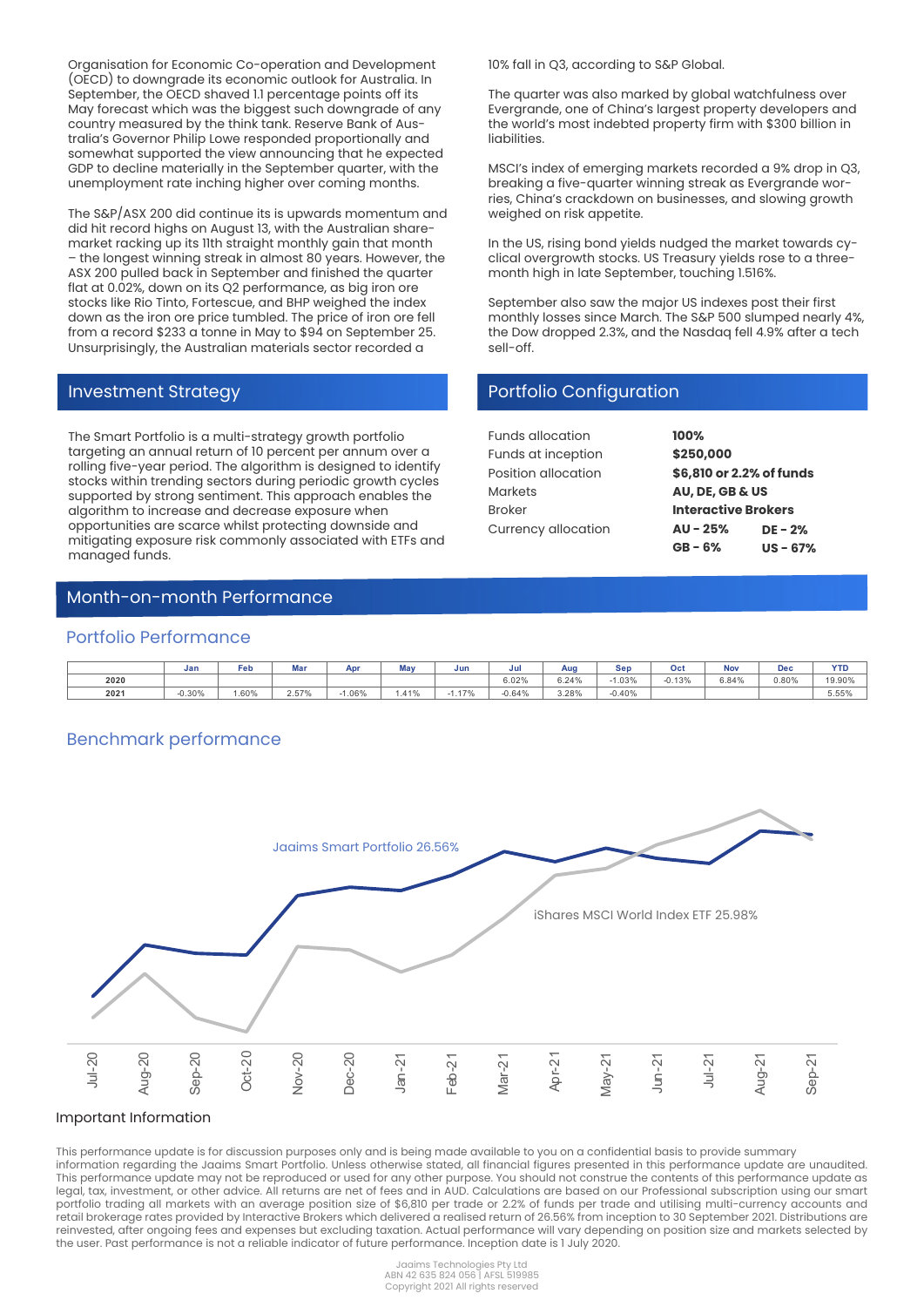Organisation for Economic Co-operation and Development (OECD) to downgrade its economic outlook for Australia. In September, the OECD shaved 1.1 percentage points off its May forecast which was the biggest such downgrade of any country measured by the think tank. Reserve Bank of Australia's Governor Philip Lowe responded proportionally and somewhat supported the view announcing that he expected GDP to decline materially in the September quarter, with the unemployment rate inching higher over coming months.

The S&P/ASX 200 did continue its is upwards momentum and did hit record highs on August 13, with the Australian sharemarket racking up its 11th straight monthly gain that month – the longest winning streak in almost 80 years. However, the ASX 200 pulled back in September and finished the quarter flat at 0.02%, down on its Q2 performance, as big iron ore stocks like Rio Tinto, Fortescue, and BHP weighed the index down as the iron ore price tumbled. The price of iron ore fell from a record $233 a tonne in May to $94 on September 25. Unsurprisingly, the Australian materials sector recorded a 10% fall in Q3, according to S&P Global.

The quarter was also marked by global watchfulness over Evergrande, one of China's largest property developers and the world's most indebted property firm with $300 billion in liabilities.

MSCI's index of emerging markets recorded a 9% drop in Q3, breaking a five-quarter winning streak as Evergrande worries, China's crackdown on businesses, and slowing growth weighed on risk appetite.

In the US, rising bond yields nudged the market towards cyclical overgrowth stocks. US Treasury yields rose to a three-month high in late September, touching 1.516%.

September also saw the major US indexes post their first monthly losses since March. The S&P 500 slumped nearly 4%, the Dow dropped 2.3%, and the Nasdaq fell 4.9% after a tech sell-off.

## Investment Strategy

The Smart Portfolio is a multi-strategy growth portfolio targeting an annual return of 10 percent per annum over a rolling five-year period. The algorithm is designed to identify stocks within trending sectors during periodic growth cycles supported by strong sentiment. This approach enables the algorithm to increase and decrease exposure when opportunities are scarce whilst protecting downside and mitigating exposure risk commonly associated with ETFs and managed funds.

## Portfolio Configuration

| | |
|---|---|
| Funds allocation | **100%** |
| Funds at inception | **$250,000** |
| Position allocation | **$6,810 or 2.2% of funds** |
| Markets | **AU, DE, GB & US** |
| Broker | **Interactive Brokers** |
| Currency allocation | **AU - 25%** **DE - 2%** **GB - 6%** **US - 67%** |

## Month-on-month Performance

### Portfolio Performance

| | Jan | Feb | Mar | Apr | May | Jun | Jul | Aug | Sep | Oct | Nov | Dec | YTD |
|---|---|---|---|---|---|---|---|---|---|---|---|---|---|
| 2020 | | | | | | | 6.02% | 6.24% | -1.03% | -0.13% | 6.84% | 0.80% | 19.90% |
| 2021 | -0.30% | 1.60% | 2.57% | -1.06% | 1.41% | -1.17% | -0.64% | 3.28% | -0.40% | | | | 5.55% |

### Benchmark performance

Jaaims Smart Portfolio 26.56%

iShares MSCI World Index ETF 25.98%

Jul-20, Aug-20, Sep-20, Oct-20, Nov-20, Dec-20, Jan-21, Feb-21, Mar-21, Apr-21, May-21, Jun-21, Jul-21, Aug-21, Sep-21

### Important Information

This performance update is for discussion purposes only and is being made available to you on a confidential basis to provide summary information regarding the Jaaims Smart Portfolio. Unless otherwise stated, all financial figures presented in this performance update are unaudited. This performance update may not be reproduced or used for any other purpose. You should not construe the contents of this performance update as legal, tax, investment, or other advice. All returns are net of fees and in AUD. Calculations are based on our Professional subscription using our smart portfolio trading all markets with an average position size of $6,810 per trade or 2.2% of funds per trade and utilising multi-currency accounts and retail brokerage rates provided by Interactive Brokers which delivered a realised return of 26.56% from inception to 30 September 2021. Distributions are reinvested, after ongoing fees and expenses but excluding taxation. Actual performance will vary depending on position size and markets selected by the user. Past performance is not a reliable indicator of future performance. Inception date is 1 July 2020.

Jaaims Technologies Pty Ltd
ABN 42 635 824 056 | AFSL 519985
Copyright 2021 All rights reserved